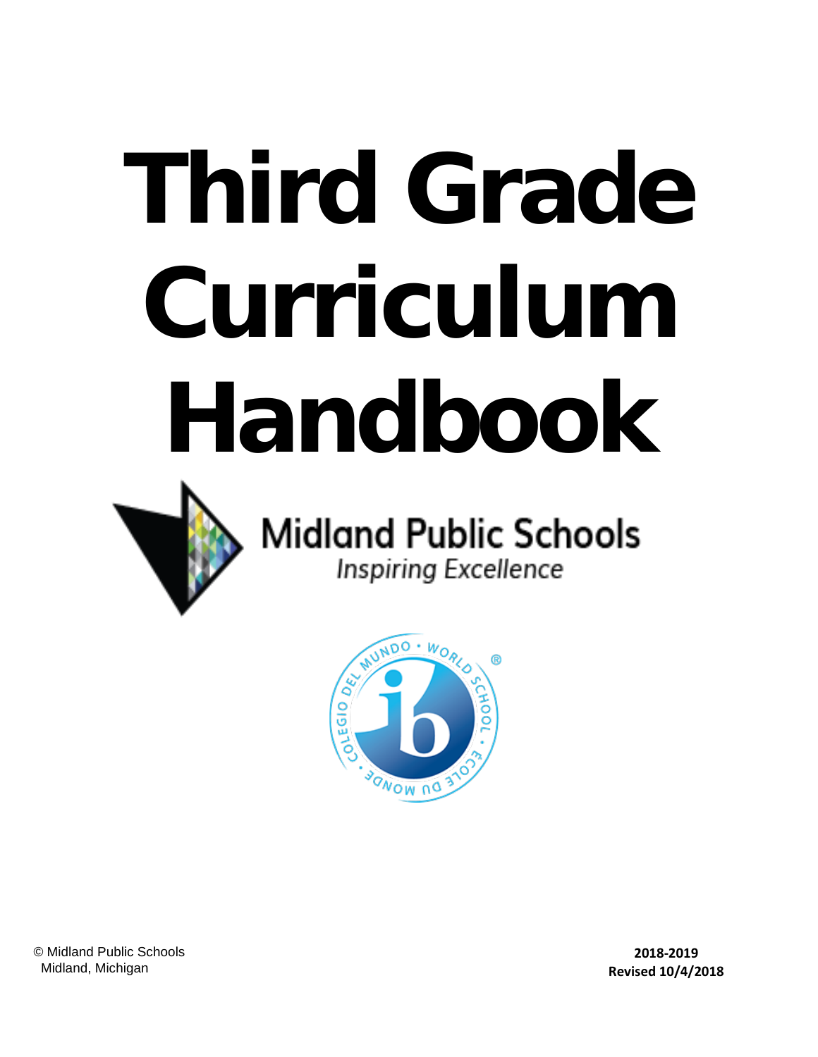# Third Grade Curriculum Handbook

Midland Public Schools

*Inspiring Excellence*

© Midland Public Schools
Midland, Michigan

**2018-2019**
**Revised 10/4/2018**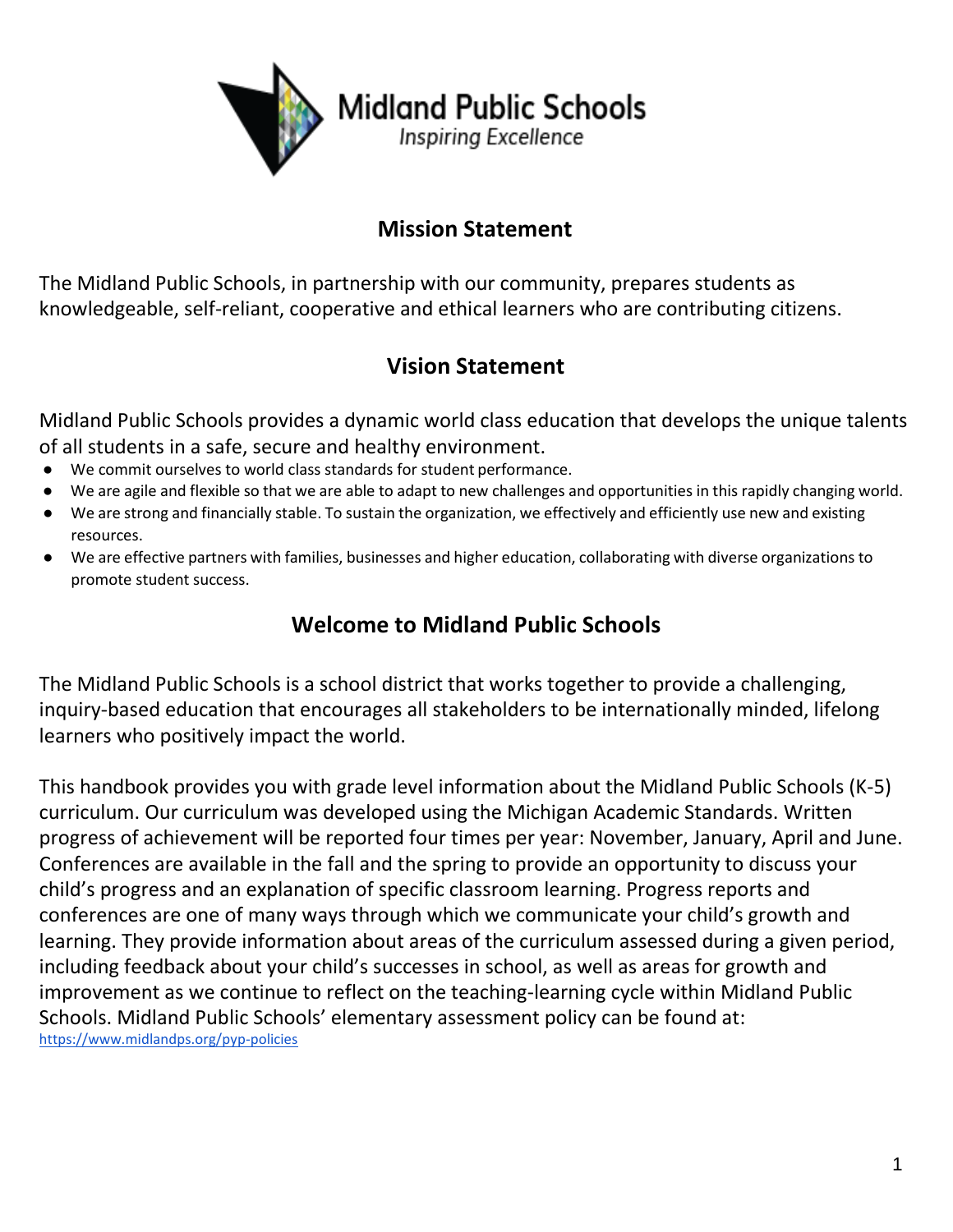Midland Public Schools
*Inspiring Excellence*

## Mission Statement

The Midland Public Schools, in partnership with our community, prepares students as knowledgeable, self-reliant, cooperative and ethical learners who are contributing citizens.

## Vision Statement

Midland Public Schools provides a dynamic world class education that develops the unique talents of all students in a safe, secure and healthy environment.

- We commit ourselves to world class standards for student performance.
- We are agile and flexible so that we are able to adapt to new challenges and opportunities in this rapidly changing world.
- We are strong and financially stable. To sustain the organization, we effectively and efficiently use new and existing resources.
- We are effective partners with families, businesses and higher education, collaborating with diverse organizations to promote student success.

## Welcome to Midland Public Schools

The Midland Public Schools is a school district that works together to provide a challenging, inquiry-based education that encourages all stakeholders to be internationally minded, lifelong learners who positively impact the world.

This handbook provides you with grade level information about the Midland Public Schools (K-5) curriculum. Our curriculum was developed using the Michigan Academic Standards. Written progress of achievement will be reported four times per year: November, January, April and June. Conferences are available in the fall and the spring to provide an opportunity to discuss your child's progress and an explanation of specific classroom learning. Progress reports and conferences are one of many ways through which we communicate your child's growth and learning. They provide information about areas of the curriculum assessed during a given period, including feedback about your child's successes in school, as well as areas for growth and improvement as we continue to reflect on the teaching-learning cycle within Midland Public Schools. Midland Public Schools' elementary assessment policy can be found at: https://www.midlandps.org/pyp-policies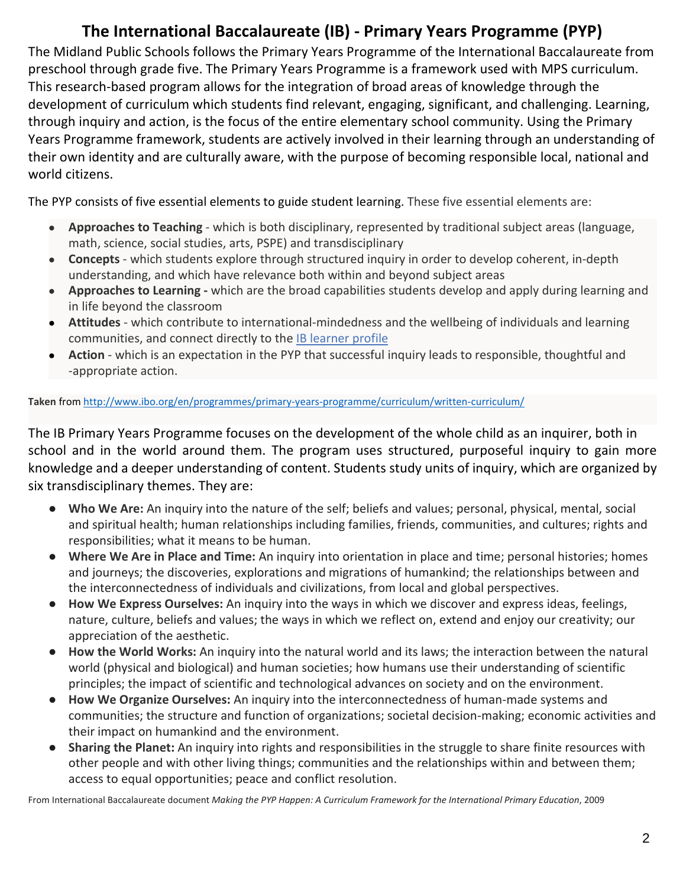# The International Baccalaureate (IB) - Primary Years Programme (PYP)

The Midland Public Schools follows the Primary Years Programme of the International Baccalaureate from preschool through grade five. The Primary Years Programme is a framework used with MPS curriculum. This research-based program allows for the integration of broad areas of knowledge through the development of curriculum which students find relevant, engaging, significant, and challenging. Learning, through inquiry and action, is the focus of the entire elementary school community. Using the Primary Years Programme framework, students are actively involved in their learning through an understanding of their own identity and are culturally aware, with the purpose of becoming responsible local, national and world citizens.

The PYP consists of five essential elements to guide student learning. These five essential elements are:

- **Approaches to Teaching** - which is both disciplinary, represented by traditional subject areas (language, math, science, social studies, arts, PSPE) and transdisciplinary
- **Concepts** - which students explore through structured inquiry in order to develop coherent, in-depth understanding, and which have relevance both within and beyond subject areas
- **Approaches to Learning -** which are the broad capabilities students develop and apply during learning and in life beyond the classroom
- **Attitudes** - which contribute to international-mindedness and the wellbeing of individuals and learning communities, and connect directly to the [IB learner profile]
- **Action** - which is an expectation in the PYP that successful inquiry leads to responsible, thoughtful and -appropriate action.

**Taken** from http://www.ibo.org/en/programmes/primary-years-programme/curriculum/written-curriculum/

The IB Primary Years Programme focuses on the development of the whole child as an inquirer, both in school and in the world around them. The program uses structured, purposeful inquiry to gain more knowledge and a deeper understanding of content. Students study units of inquiry, which are organized by six transdisciplinary themes. They are:

- **Who We Are:** An inquiry into the nature of the self; beliefs and values; personal, physical, mental, social and spiritual health; human relationships including families, friends, communities, and cultures; rights and responsibilities; what it means to be human.
- **Where We Are in Place and Time:** An inquiry into orientation in place and time; personal histories; homes and journeys; the discoveries, explorations and migrations of humankind; the relationships between and the interconnectedness of individuals and civilizations, from local and global perspectives.
- **How We Express Ourselves:** An inquiry into the ways in which we discover and express ideas, feelings, nature, culture, beliefs and values; the ways in which we reflect on, extend and enjoy our creativity; our appreciation of the aesthetic.
- **How the World Works:** An inquiry into the natural world and its laws; the interaction between the natural world (physical and biological) and human societies; how humans use their understanding of scientific principles; the impact of scientific and technological advances on society and on the environment.
- **How We Organize Ourselves:** An inquiry into the interconnectedness of human-made systems and communities; the structure and function of organizations; societal decision-making; economic activities and their impact on humankind and the environment.
- **Sharing the Planet:** An inquiry into rights and responsibilities in the struggle to share finite resources with other people and with other living things; communities and the relationships within and between them; access to equal opportunities; peace and conflict resolution.

From International Baccalaureate document *Making the PYP Happen: A Curriculum Framework for the International Primary Education*, 2009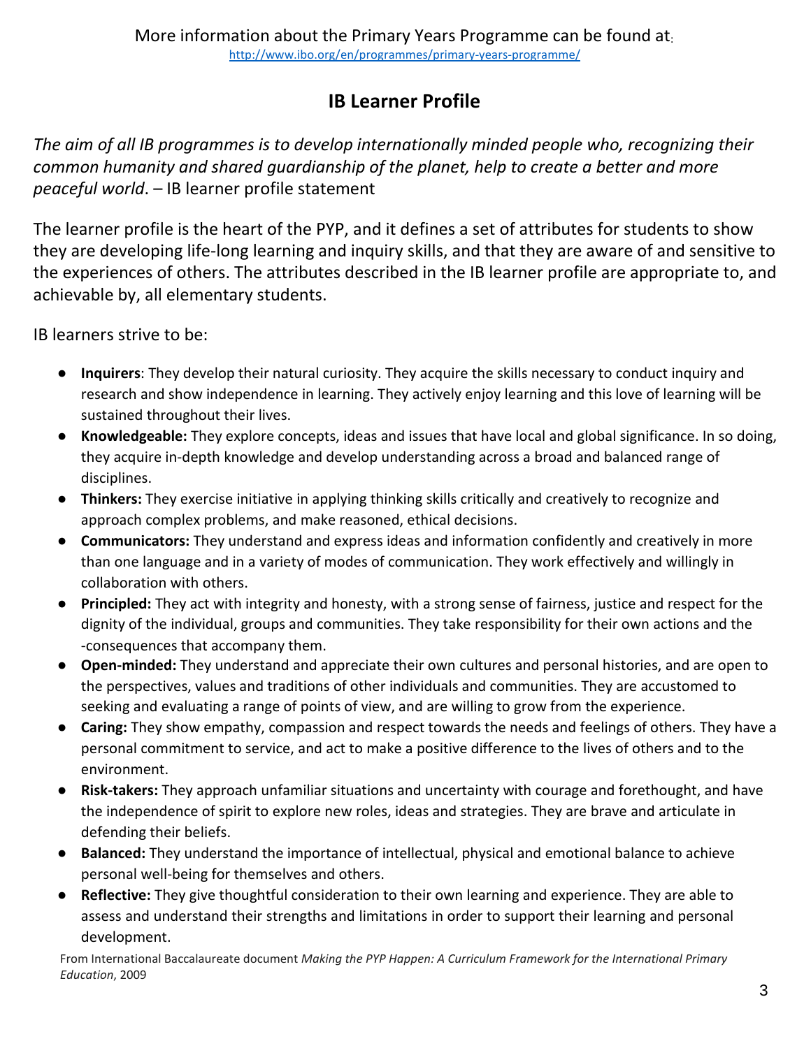More information about the Primary Years Programme can be found at:
http://www.ibo.org/en/programmes/primary-years-programme/

## IB Learner Profile

*The aim of all IB programmes is to develop internationally minded people who, recognizing their common humanity and shared guardianship of the planet, help to create a better and more peaceful world*. – IB learner profile statement

The learner profile is the heart of the PYP, and it defines a set of attributes for students to show they are developing life-long learning and inquiry skills, and that they are aware of and sensitive to the experiences of others. The attributes described in the IB learner profile are appropriate to, and achievable by, all elementary students.

IB learners strive to be:

- **Inquirers**: They develop their natural curiosity. They acquire the skills necessary to conduct inquiry and research and show independence in learning. They actively enjoy learning and this love of learning will be sustained throughout their lives.
- **Knowledgeable:** They explore concepts, ideas and issues that have local and global significance. In so doing, they acquire in-depth knowledge and develop understanding across a broad and balanced range of disciplines.
- **Thinkers:** They exercise initiative in applying thinking skills critically and creatively to recognize and approach complex problems, and make reasoned, ethical decisions.
- **Communicators:** They understand and express ideas and information confidently and creatively in more than one language and in a variety of modes of communication. They work effectively and willingly in collaboration with others.
- **Principled:** They act with integrity and honesty, with a strong sense of fairness, justice and respect for the dignity of the individual, groups and communities. They take responsibility for their own actions and the -consequences that accompany them.
- **Open-minded:** They understand and appreciate their own cultures and personal histories, and are open to the perspectives, values and traditions of other individuals and communities. They are accustomed to seeking and evaluating a range of points of view, and are willing to grow from the experience.
- **Caring:** They show empathy, compassion and respect towards the needs and feelings of others. They have a personal commitment to service, and act to make a positive difference to the lives of others and to the environment.
- **Risk-takers:** They approach unfamiliar situations and uncertainty with courage and forethought, and have the independence of spirit to explore new roles, ideas and strategies. They are brave and articulate in defending their beliefs.
- **Balanced:** They understand the importance of intellectual, physical and emotional balance to achieve personal well-being for themselves and others.
- **Reflective:** They give thoughtful consideration to their own learning and experience. They are able to assess and understand their strengths and limitations in order to support their learning and personal development.

From International Baccalaureate document *Making the PYP Happen: A Curriculum Framework for the International Primary Education*, 2009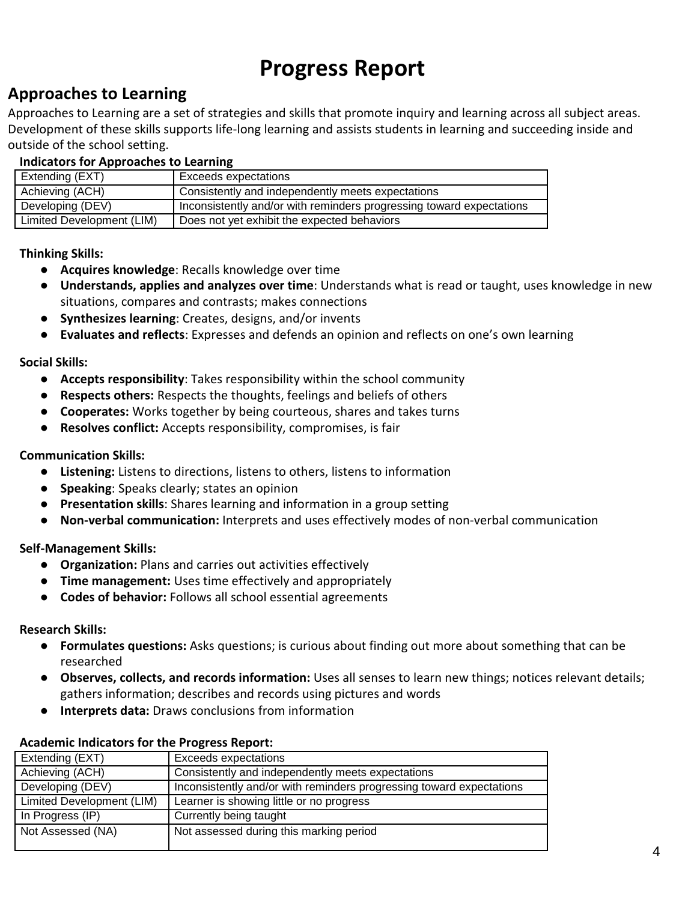# Progress Report

## Approaches to Learning

Approaches to Learning are a set of strategies and skills that promote inquiry and learning across all subject areas. Development of these skills supports life-long learning and assists students in learning and succeeding inside and outside of the school setting.

**Indicators for Approaches to Learning**

| Extending (EXT) | Exceeds expectations |
|---|---|
| Achieving (ACH) | Consistently and independently meets expectations |
| Developing (DEV) | Inconsistently and/or with reminders progressing toward expectations |
| Limited Development (LIM) | Does not yet exhibit the expected behaviors |

**Thinking Skills:**

- **Acquires knowledge**: Recalls knowledge over time
- **Understands, applies and analyzes over time**: Understands what is read or taught, uses knowledge in new situations, compares and contrasts; makes connections
- **Synthesizes learning**: Creates, designs, and/or invents
- **Evaluates and reflects**: Expresses and defends an opinion and reflects on one's own learning

**Social Skills:**

- **Accepts responsibility**: Takes responsibility within the school community
- **Respects others:** Respects the thoughts, feelings and beliefs of others
- **Cooperates:** Works together by being courteous, shares and takes turns
- **Resolves conflict:** Accepts responsibility, compromises, is fair

**Communication Skills:**

- **Listening:** Listens to directions, listens to others, listens to information
- **Speaking**: Speaks clearly; states an opinion
- **Presentation skills**: Shares learning and information in a group setting
- **Non-verbal communication:** Interprets and uses effectively modes of non-verbal communication

**Self-Management Skills:**

- **Organization:** Plans and carries out activities effectively
- **Time management:** Uses time effectively and appropriately
- **Codes of behavior:** Follows all school essential agreements

**Research Skills:**

- **Formulates questions:** Asks questions; is curious about finding out more about something that can be researched
- **Observes, collects, and records information:** Uses all senses to learn new things; notices relevant details; gathers information; describes and records using pictures and words
- **Interprets data:** Draws conclusions from information

**Academic Indicators for the Progress Report:**

| Extending (EXT) | Exceeds expectations |
|---|---|
| Achieving (ACH) | Consistently and independently meets expectations |
| Developing (DEV) | Inconsistently and/or with reminders progressing toward expectations |
| Limited Development (LIM) | Learner is showing little or no progress |
| In Progress (IP) | Currently being taught |
| Not Assessed (NA) | Not assessed during this marking period |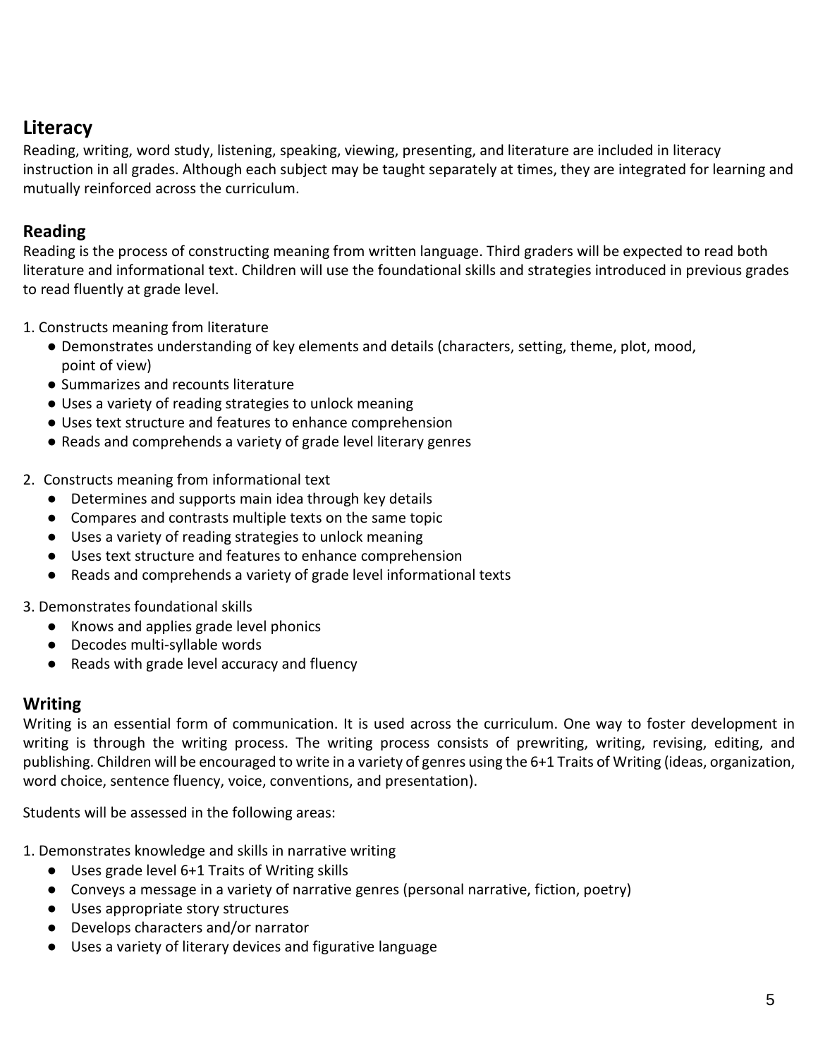## Literacy

Reading, writing, word study, listening, speaking, viewing, presenting, and literature are included in literacy instruction in all grades. Although each subject may be taught separately at times, they are integrated for learning and mutually reinforced across the curriculum.

## Reading

Reading is the process of constructing meaning from written language. Third graders will be expected to read both literature and informational text. Children will use the foundational skills and strategies introduced in previous grades to read fluently at grade level.

1. Constructs meaning from literature
   - Demonstrates understanding of key elements and details (characters, setting, theme, plot, mood, point of view)
   - Summarizes and recounts literature
   - Uses a variety of reading strategies to unlock meaning
   - Uses text structure and features to enhance comprehension
   - Reads and comprehends a variety of grade level literary genres

2. Constructs meaning from informational text
   - Determines and supports main idea through key details
   - Compares and contrasts multiple texts on the same topic
   - Uses a variety of reading strategies to unlock meaning
   - Uses text structure and features to enhance comprehension
   - Reads and comprehends a variety of grade level informational texts

3. Demonstrates foundational skills
   - Knows and applies grade level phonics
   - Decodes multi-syllable words
   - Reads with grade level accuracy and fluency

## Writing

Writing is an essential form of communication. It is used across the curriculum. One way to foster development in writing is through the writing process. The writing process consists of prewriting, writing, revising, editing, and publishing. Children will be encouraged to write in a variety of genres using the 6+1 Traits of Writing (ideas, organization, word choice, sentence fluency, voice, conventions, and presentation).

Students will be assessed in the following areas:

1. Demonstrates knowledge and skills in narrative writing
   - Uses grade level 6+1 Traits of Writing skills
   - Conveys a message in a variety of narrative genres (personal narrative, fiction, poetry)
   - Uses appropriate story structures
   - Develops characters and/or narrator
   - Uses a variety of literary devices and figurative language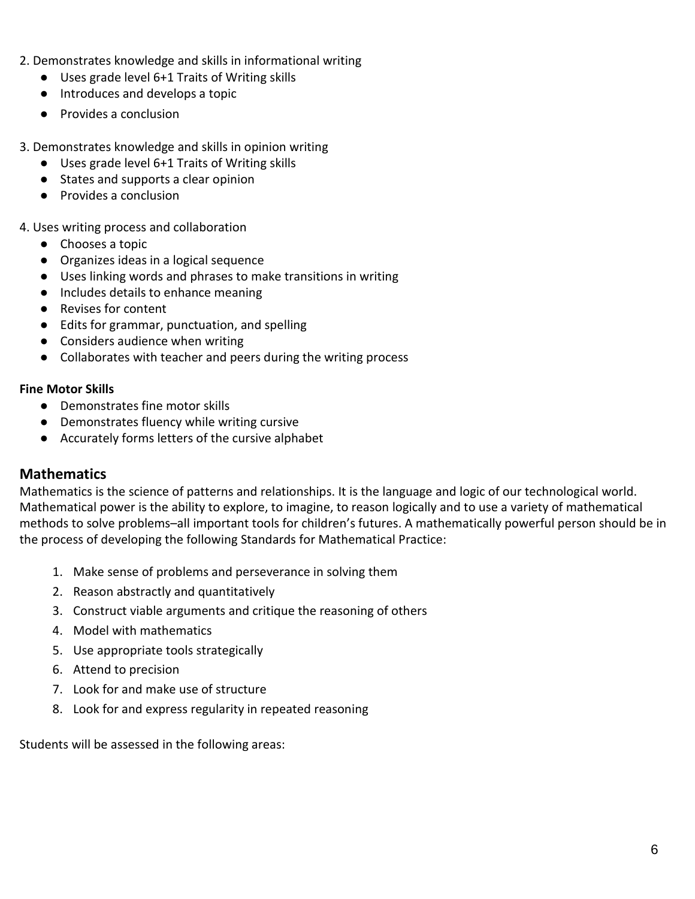2. Demonstrates knowledge and skills in informational writing
   - Uses grade level 6+1 Traits of Writing skills
   - Introduces and develops a topic
   - Provides a conclusion

3. Demonstrates knowledge and skills in opinion writing
   - Uses grade level 6+1 Traits of Writing skills
   - States and supports a clear opinion
   - Provides a conclusion

4. Uses writing process and collaboration
   - Chooses a topic
   - Organizes ideas in a logical sequence
   - Uses linking words and phrases to make transitions in writing
   - Includes details to enhance meaning
   - Revises for content
   - Edits for grammar, punctuation, and spelling
   - Considers audience when writing
   - Collaborates with teacher and peers during the writing process

**Fine Motor Skills**

- Demonstrates fine motor skills
- Demonstrates fluency while writing cursive
- Accurately forms letters of the cursive alphabet

## Mathematics

Mathematics is the science of patterns and relationships. It is the language and logic of our technological world. Mathematical power is the ability to explore, to imagine, to reason logically and to use a variety of mathematical methods to solve problems–all important tools for children's futures. A mathematically powerful person should be in the process of developing the following Standards for Mathematical Practice:

1. Make sense of problems and perseverance in solving them
2. Reason abstractly and quantitatively
3. Construct viable arguments and critique the reasoning of others
4. Model with mathematics
5. Use appropriate tools strategically
6. Attend to precision
7. Look for and make use of structure
8. Look for and express regularity in repeated reasoning

Students will be assessed in the following areas: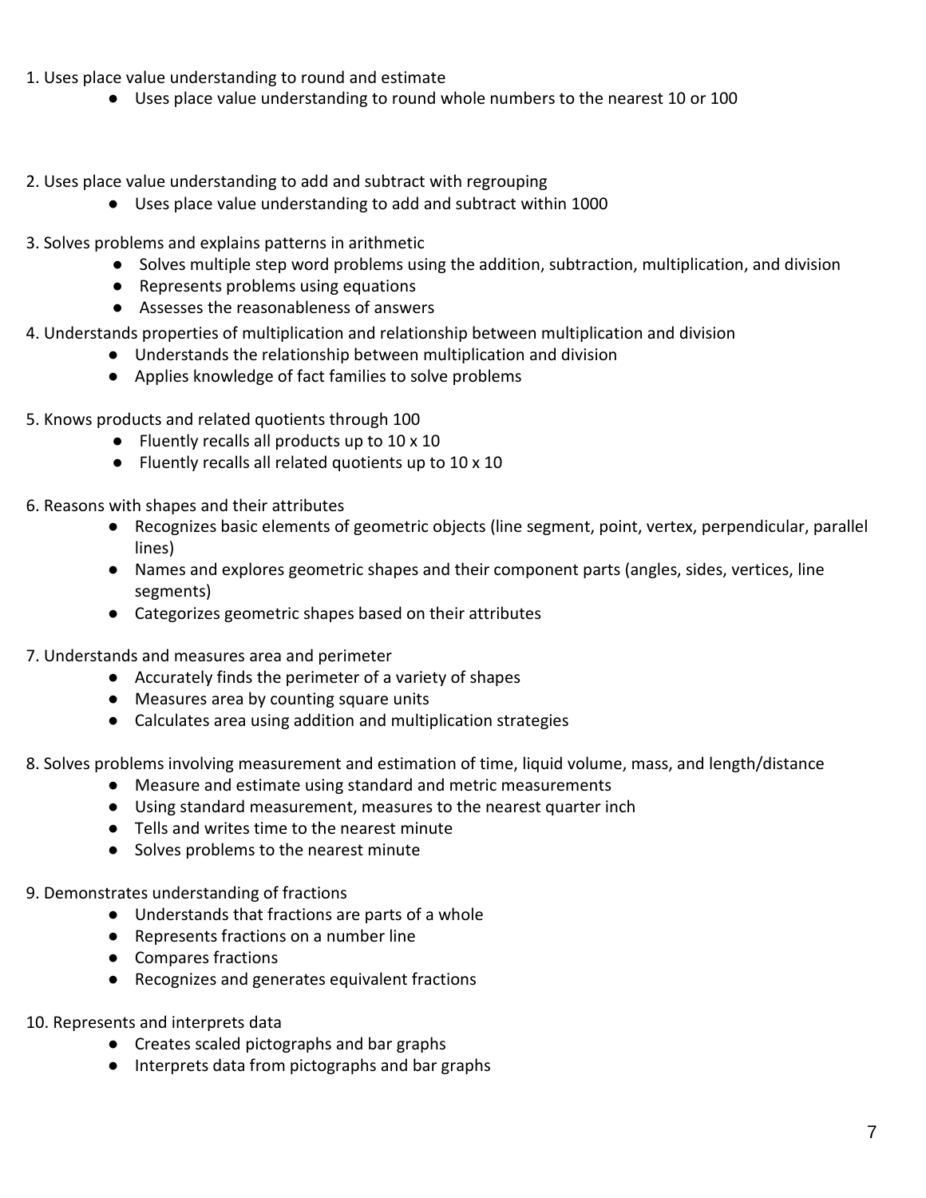1. Uses place value understanding to round and estimate
    - Uses place value understanding to round whole numbers to the nearest 10 or 100

2. Uses place value understanding to add and subtract with regrouping
    - Uses place value understanding to add and subtract within 1000

3. Solves problems and explains patterns in arithmetic
    - Solves multiple step word problems using the addition, subtraction, multiplication, and division
    - Represents problems using equations
    - Assesses the reasonableness of answers

4. Understands properties of multiplication and relationship between multiplication and division
    - Understands the relationship between multiplication and division
    - Applies knowledge of fact families to solve problems

5. Knows products and related quotients through 100
    - Fluently recalls all products up to 10 x 10
    - Fluently recalls all related quotients up to 10 x 10

6. Reasons with shapes and their attributes
    - Recognizes basic elements of geometric objects (line segment, point, vertex, perpendicular, parallel lines)
    - Names and explores geometric shapes and their component parts (angles, sides, vertices, line segments)
    - Categorizes geometric shapes based on their attributes

7. Understands and measures area and perimeter
    - Accurately finds the perimeter of a variety of shapes
    - Measures area by counting square units
    - Calculates area using addition and multiplication strategies

8. Solves problems involving measurement and estimation of time, liquid volume, mass, and length/distance
    - Measure and estimate using standard and metric measurements
    - Using standard measurement, measures to the nearest quarter inch
    - Tells and writes time to the nearest minute
    - Solves problems to the nearest minute

9. Demonstrates understanding of fractions
    - Understands that fractions are parts of a whole
    - Represents fractions on a number line
    - Compares fractions
    - Recognizes and generates equivalent fractions

10. Represents and interprets data
    - Creates scaled pictographs and bar graphs
    - Interprets data from pictographs and bar graphs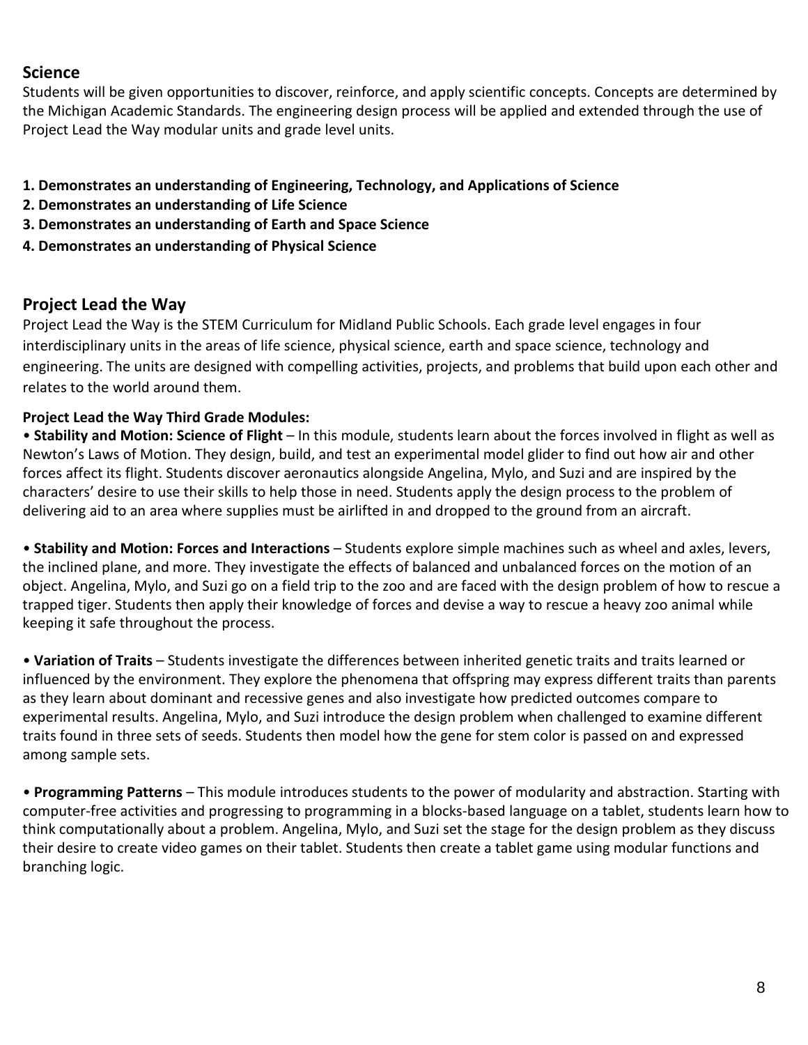## Science

Students will be given opportunities to discover, reinforce, and apply scientific concepts. Concepts are determined by the Michigan Academic Standards. The engineering design process will be applied and extended through the use of Project Lead the Way modular units and grade level units.

**1. Demonstrates an understanding of Engineering, Technology, and Applications of Science**
**2. Demonstrates an understanding of Life Science**
**3. Demonstrates an understanding of Earth and Space Science**
**4. Demonstrates an understanding of Physical Science**

## Project Lead the Way

Project Lead the Way is the STEM Curriculum for Midland Public Schools. Each grade level engages in four interdisciplinary units in the areas of life science, physical science, earth and space science, technology and engineering. The units are designed with compelling activities, projects, and problems that build upon each other and relates to the world around them.

**Project Lead the Way Third Grade Modules:**

- **Stability and Motion: Science of Flight** – In this module, students learn about the forces involved in flight as well as Newton's Laws of Motion. They design, build, and test an experimental model glider to find out how air and other forces affect its flight. Students discover aeronautics alongside Angelina, Mylo, and Suzi and are inspired by the characters' desire to use their skills to help those in need. Students apply the design process to the problem of delivering aid to an area where supplies must be airlifted in and dropped to the ground from an aircraft.

- **Stability and Motion: Forces and Interactions** – Students explore simple machines such as wheel and axles, levers, the inclined plane, and more. They investigate the effects of balanced and unbalanced forces on the motion of an object. Angelina, Mylo, and Suzi go on a field trip to the zoo and are faced with the design problem of how to rescue a trapped tiger. Students then apply their knowledge of forces and devise a way to rescue a heavy zoo animal while keeping it safe throughout the process.

- **Variation of Traits** – Students investigate the differences between inherited genetic traits and traits learned or influenced by the environment. They explore the phenomena that offspring may express different traits than parents as they learn about dominant and recessive genes and also investigate how predicted outcomes compare to experimental results. Angelina, Mylo, and Suzi introduce the design problem when challenged to examine different traits found in three sets of seeds. Students then model how the gene for stem color is passed on and expressed among sample sets.

- **Programming Patterns** – This module introduces students to the power of modularity and abstraction. Starting with computer-free activities and progressing to programming in a blocks-based language on a tablet, students learn how to think computationally about a problem. Angelina, Mylo, and Suzi set the stage for the design problem as they discuss their desire to create video games on their tablet. Students then create a tablet game using modular functions and branching logic.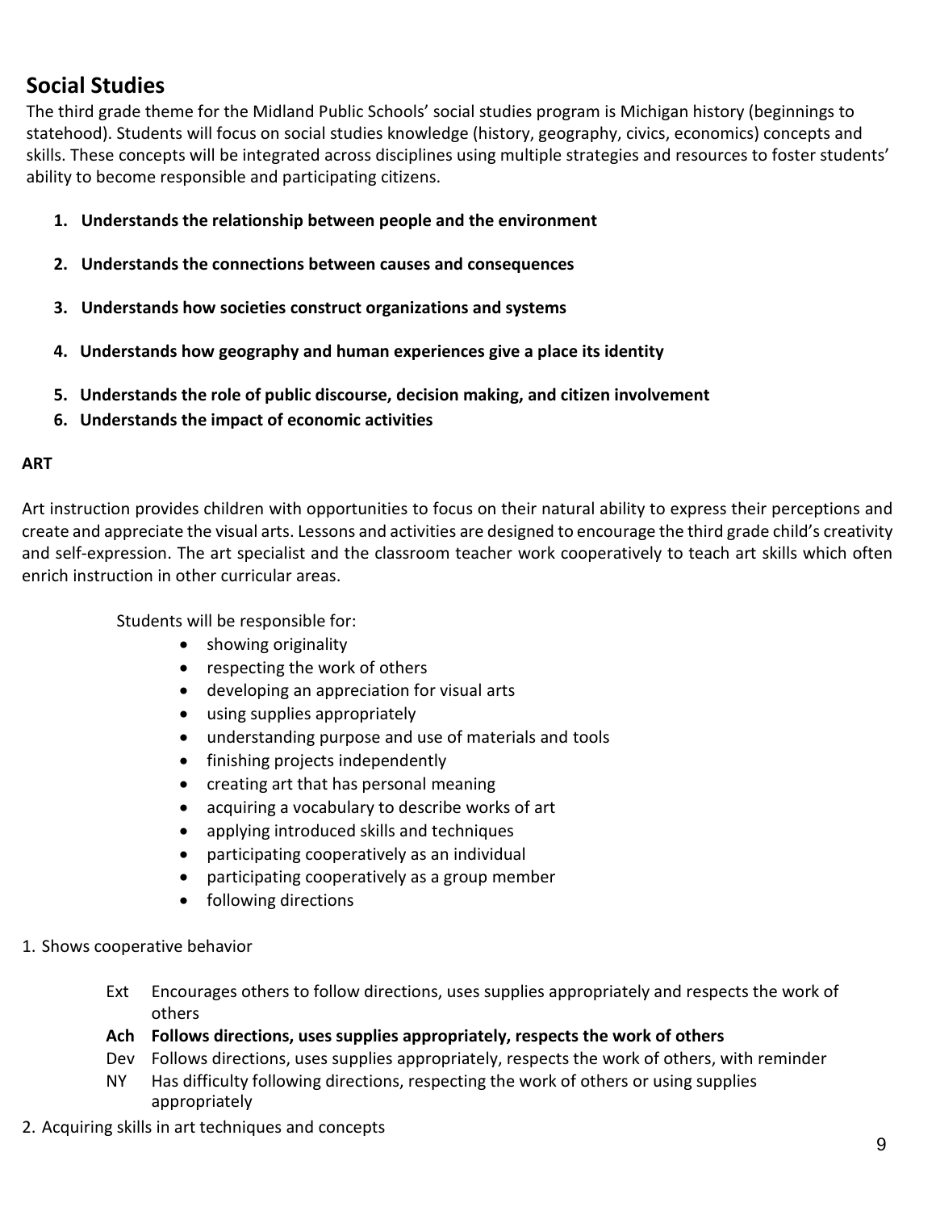## Social Studies

The third grade theme for the Midland Public Schools' social studies program is Michigan history (beginnings to statehood). Students will focus on social studies knowledge (history, geography, civics, economics) concepts and skills. These concepts will be integrated across disciplines using multiple strategies and resources to foster students' ability to become responsible and participating citizens.

1. **Understands the relationship between people and the environment**
2. **Understands the connections between causes and consequences**
3. **Understands how societies construct organizations and systems**
4. **Understands how geography and human experiences give a place its identity**
5. **Understands the role of public discourse, decision making, and citizen involvement**
6. **Understands the impact of economic activities**

**ART**

Art instruction provides children with opportunities to focus on their natural ability to express their perceptions and create and appreciate the visual arts. Lessons and activities are designed to encourage the third grade child's creativity and self-expression. The art specialist and the classroom teacher work cooperatively to teach art skills which often enrich instruction in other curricular areas.

Students will be responsible for:

- showing originality
- respecting the work of others
- developing an appreciation for visual arts
- using supplies appropriately
- understanding purpose and use of materials and tools
- finishing projects independently
- creating art that has personal meaning
- acquiring a vocabulary to describe works of art
- applying introduced skills and techniques
- participating cooperatively as an individual
- participating cooperatively as a group member
- following directions

1. Shows cooperative behavior

   - Ext Encourages others to follow directions, uses supplies appropriately and respects the work of others
   - **Ach Follows directions, uses supplies appropriately, respects the work of others**
   - Dev Follows directions, uses supplies appropriately, respects the work of others, with reminder
   - NY Has difficulty following directions, respecting the work of others or using supplies appropriately

2. Acquiring skills in art techniques and concepts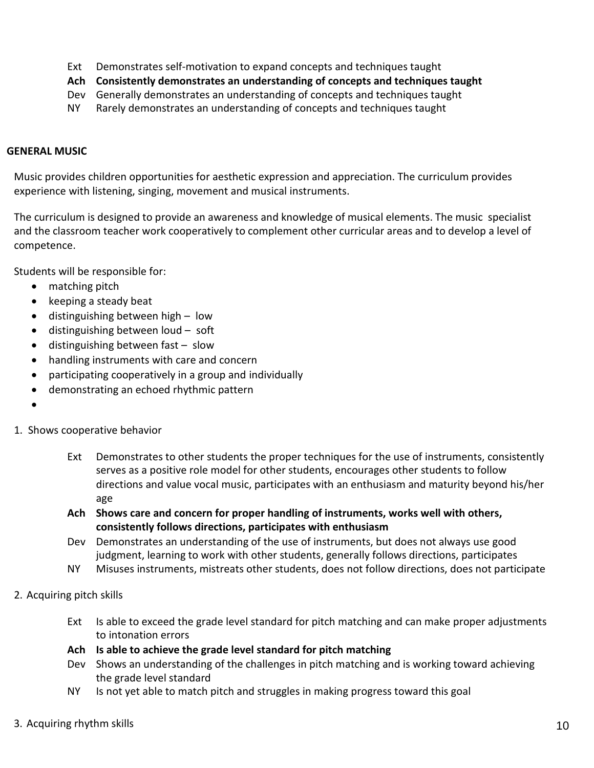Ext  Demonstrates self-motivation to expand concepts and techniques taught
**Ach  Consistently demonstrates an understanding of concepts and techniques taught**
Dev  Generally demonstrates an understanding of concepts and techniques taught
NY  Rarely demonstrates an understanding of concepts and techniques taught

## GENERAL MUSIC

Music provides children opportunities for aesthetic expression and appreciation. The curriculum provides experience with listening, singing, movement and musical instruments.

The curriculum is designed to provide an awareness and knowledge of musical elements. The music specialist and the classroom teacher work cooperatively to complement other curricular areas and to develop a level of competence.

Students will be responsible for:

- matching pitch
- keeping a steady beat
- distinguishing between high – low
- distinguishing between loud – soft
- distinguishing between fast – slow
- handling instruments with care and concern
- participating cooperatively in a group and individually
- demonstrating an echoed rhythmic pattern
- 

1. Shows cooperative behavior

   Ext  Demonstrates to other students the proper techniques for the use of instruments, consistently serves as a positive role model for other students, encourages other students to follow directions and value vocal music, participates with an enthusiasm and maturity beyond his/her age
   **Ach  Shows care and concern for proper handling of instruments, works well with others, consistently follows directions, participates with enthusiasm**
   Dev  Demonstrates an understanding of the use of instruments, but does not always use good judgment, learning to work with other students, generally follows directions, participates
   NY  Misuses instruments, mistreats other students, does not follow directions, does not participate

2. Acquiring pitch skills

   Ext  Is able to exceed the grade level standard for pitch matching and can make proper adjustments to intonation errors
   **Ach  Is able to achieve the grade level standard for pitch matching**
   Dev  Shows an understanding of the challenges in pitch matching and is working toward achieving the grade level standard
   NY  Is not yet able to match pitch and struggles in making progress toward this goal

3. Acquiring rhythm skills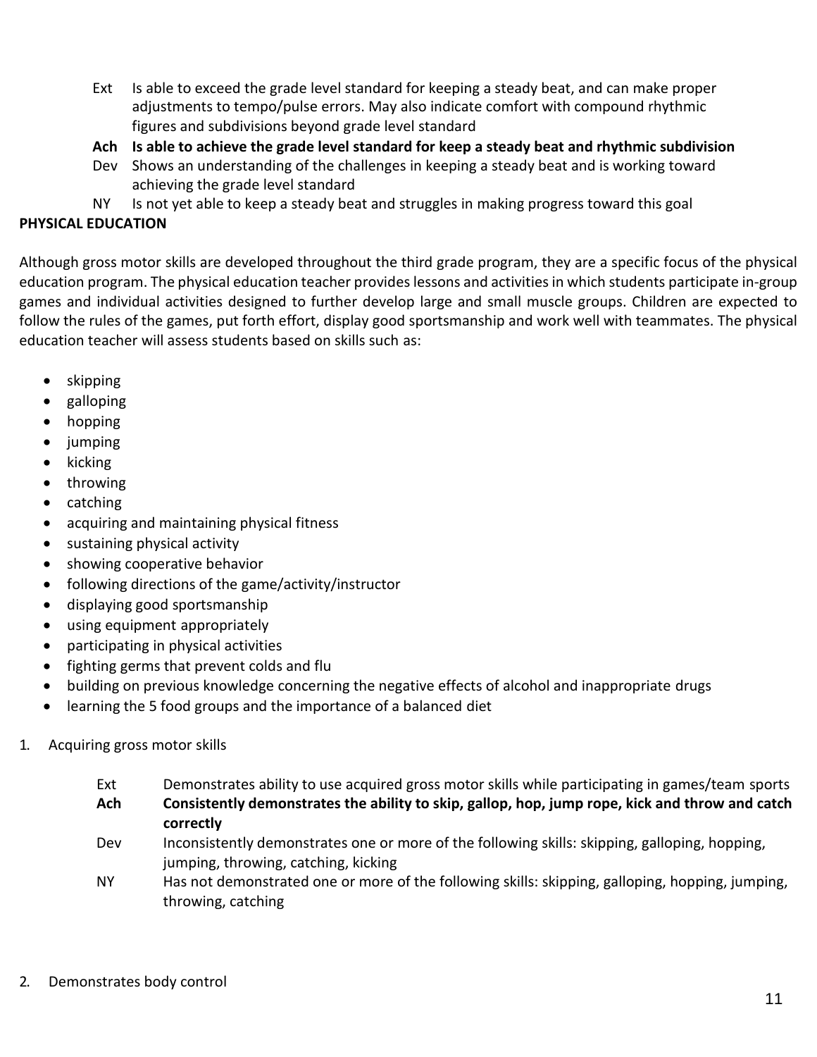Ext Is able to exceed the grade level standard for keeping a steady beat, and can make proper adjustments to tempo/pulse errors. May also indicate comfort with compound rhythmic figures and subdivisions beyond grade level standard

**Ach Is able to achieve the grade level standard for keep a steady beat and rhythmic subdivision**

Dev Shows an understanding of the challenges in keeping a steady beat and is working toward achieving the grade level standard

NY Is not yet able to keep a steady beat and struggles in making progress toward this goal

**PHYSICAL EDUCATION**

Although gross motor skills are developed throughout the third grade program, they are a specific focus of the physical education program. The physical education teacher provides lessons and activities in which students participate in-group games and individual activities designed to further develop large and small muscle groups. Children are expected to follow the rules of the games, put forth effort, display good sportsmanship and work well with teammates. The physical education teacher will assess students based on skills such as:

- skipping
- galloping
- hopping
- jumping
- kicking
- throwing
- catching
- acquiring and maintaining physical fitness
- sustaining physical activity
- showing cooperative behavior
- following directions of the game/activity/instructor
- displaying good sportsmanship
- using equipment appropriately
- participating in physical activities
- fighting germs that prevent colds and flu
- building on previous knowledge concerning the negative effects of alcohol and inappropriate drugs
- learning the 5 food groups and the importance of a balanced diet

1. Acquiring gross motor skills

Ext Demonstrates ability to use acquired gross motor skills while participating in games/team sports

**Ach Consistently demonstrates the ability to skip, gallop, hop, jump rope, kick and throw and catch correctly**

Dev Inconsistently demonstrates one or more of the following skills: skipping, galloping, hopping, jumping, throwing, catching, kicking

NY Has not demonstrated one or more of the following skills: skipping, galloping, hopping, jumping, throwing, catching

2. Demonstrates body control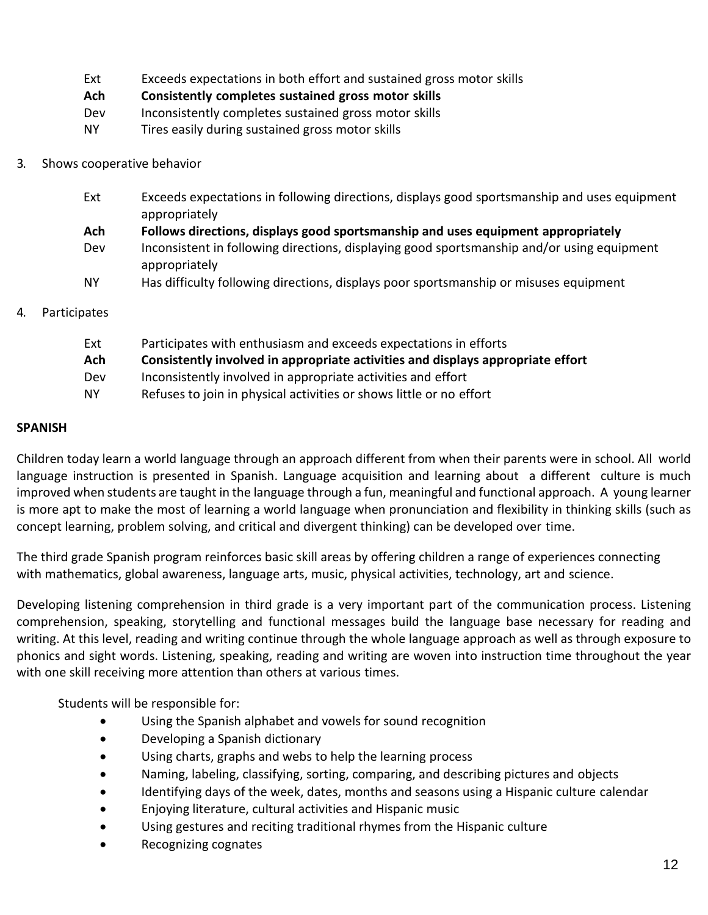| | |
|---|---|
| Ext | Exceeds expectations in both effort and sustained gross motor skills |
| **Ach** | **Consistently completes sustained gross motor skills** |
| Dev | Inconsistently completes sustained gross motor skills |
| NY | Tires easily during sustained gross motor skills |

3. Shows cooperative behavior

| | |
|---|---|
| Ext | Exceeds expectations in following directions, displays good sportsmanship and uses equipment appropriately |
| **Ach** | **Follows directions, displays good sportsmanship and uses equipment appropriately** |
| Dev | Inconsistent in following directions, displaying good sportsmanship and/or using equipment appropriately |
| NY | Has difficulty following directions, displays poor sportsmanship or misuses equipment |

4. Participates

| | |
|---|---|
| Ext | Participates with enthusiasm and exceeds expectations in efforts |
| **Ach** | **Consistently involved in appropriate activities and displays appropriate effort** |
| Dev | Inconsistently involved in appropriate activities and effort |
| NY | Refuses to join in physical activities or shows little or no effort |

**SPANISH**

Children today learn a world language through an approach different from when their parents were in school. All world language instruction is presented in Spanish. Language acquisition and learning about a different culture is much improved when students are taught in the language through a fun, meaningful and functional approach. A young learner is more apt to make the most of learning a world language when pronunciation and flexibility in thinking skills (such as concept learning, problem solving, and critical and divergent thinking) can be developed over time.

The third grade Spanish program reinforces basic skill areas by offering children a range of experiences connecting with mathematics, global awareness, language arts, music, physical activities, technology, art and science.

Developing listening comprehension in third grade is a very important part of the communication process. Listening comprehension, speaking, storytelling and functional messages build the language base necessary for reading and writing. At this level, reading and writing continue through the whole language approach as well as through exposure to phonics and sight words. Listening, speaking, reading and writing are woven into instruction time throughout the year with one skill receiving more attention than others at various times.

Students will be responsible for:

- Using the Spanish alphabet and vowels for sound recognition
- Developing a Spanish dictionary
- Using charts, graphs and webs to help the learning process
- Naming, labeling, classifying, sorting, comparing, and describing pictures and objects
- Identifying days of the week, dates, months and seasons using a Hispanic culture calendar
- Enjoying literature, cultural activities and Hispanic music
- Using gestures and reciting traditional rhymes from the Hispanic culture
- Recognizing cognates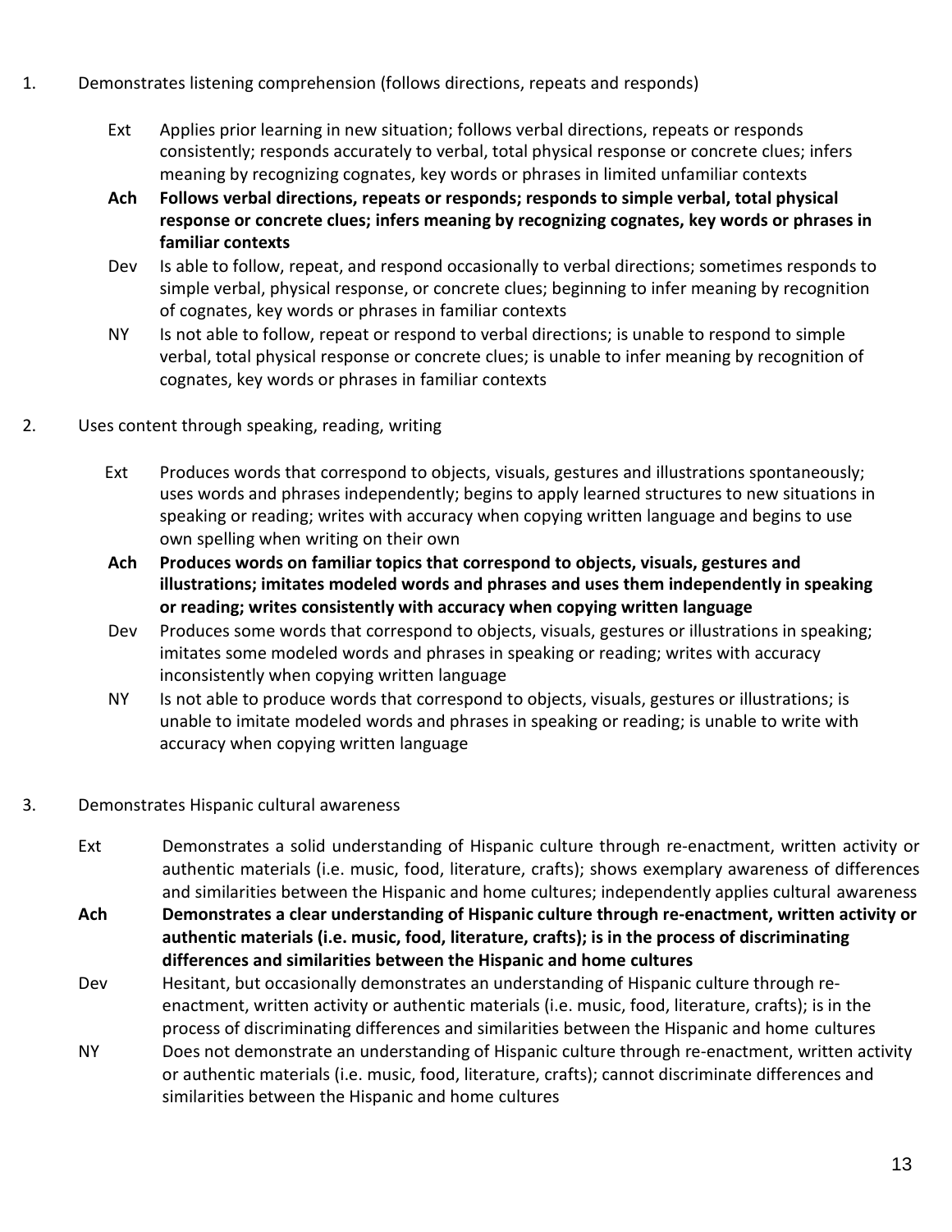1. Demonstrates listening comprehension (follows directions, repeats and responds)

   Ext Applies prior learning in new situation; follows verbal directions, repeats or responds consistently; responds accurately to verbal, total physical response or concrete clues; infers meaning by recognizing cognates, key words or phrases in limited unfamiliar contexts

   **Ach Follows verbal directions, repeats or responds; responds to simple verbal, total physical response or concrete clues; infers meaning by recognizing cognates, key words or phrases in familiar contexts**

   Dev Is able to follow, repeat, and respond occasionally to verbal directions; sometimes responds to simple verbal, physical response, or concrete clues; beginning to infer meaning by recognition of cognates, key words or phrases in familiar contexts

   NY Is not able to follow, repeat or respond to verbal directions; is unable to respond to simple verbal, total physical response or concrete clues; is unable to infer meaning by recognition of cognates, key words or phrases in familiar contexts

2. Uses content through speaking, reading, writing

   Ext Produces words that correspond to objects, visuals, gestures and illustrations spontaneously; uses words and phrases independently; begins to apply learned structures to new situations in speaking or reading; writes with accuracy when copying written language and begins to use own spelling when writing on their own

   **Ach Produces words on familiar topics that correspond to objects, visuals, gestures and illustrations; imitates modeled words and phrases and uses them independently in speaking or reading; writes consistently with accuracy when copying written language**

   Dev Produces some words that correspond to objects, visuals, gestures or illustrations in speaking; imitates some modeled words and phrases in speaking or reading; writes with accuracy inconsistently when copying written language

   NY Is not able to produce words that correspond to objects, visuals, gestures or illustrations; is unable to imitate modeled words and phrases in speaking or reading; is unable to write with accuracy when copying written language

3. Demonstrates Hispanic cultural awareness

   Ext Demonstrates a solid understanding of Hispanic culture through re-enactment, written activity or authentic materials (i.e. music, food, literature, crafts); shows exemplary awareness of differences and similarities between the Hispanic and home cultures; independently applies cultural awareness

   **Ach Demonstrates a clear understanding of Hispanic culture through re-enactment, written activity or authentic materials (i.e. music, food, literature, crafts); is in the process of discriminating differences and similarities between the Hispanic and home cultures**

   Dev Hesitant, but occasionally demonstrates an understanding of Hispanic culture through re-enactment, written activity or authentic materials (i.e. music, food, literature, crafts); is in the process of discriminating differences and similarities between the Hispanic and home cultures

   NY Does not demonstrate an understanding of Hispanic culture through re-enactment, written activity or authentic materials (i.e. music, food, literature, crafts); cannot discriminate differences and similarities between the Hispanic and home cultures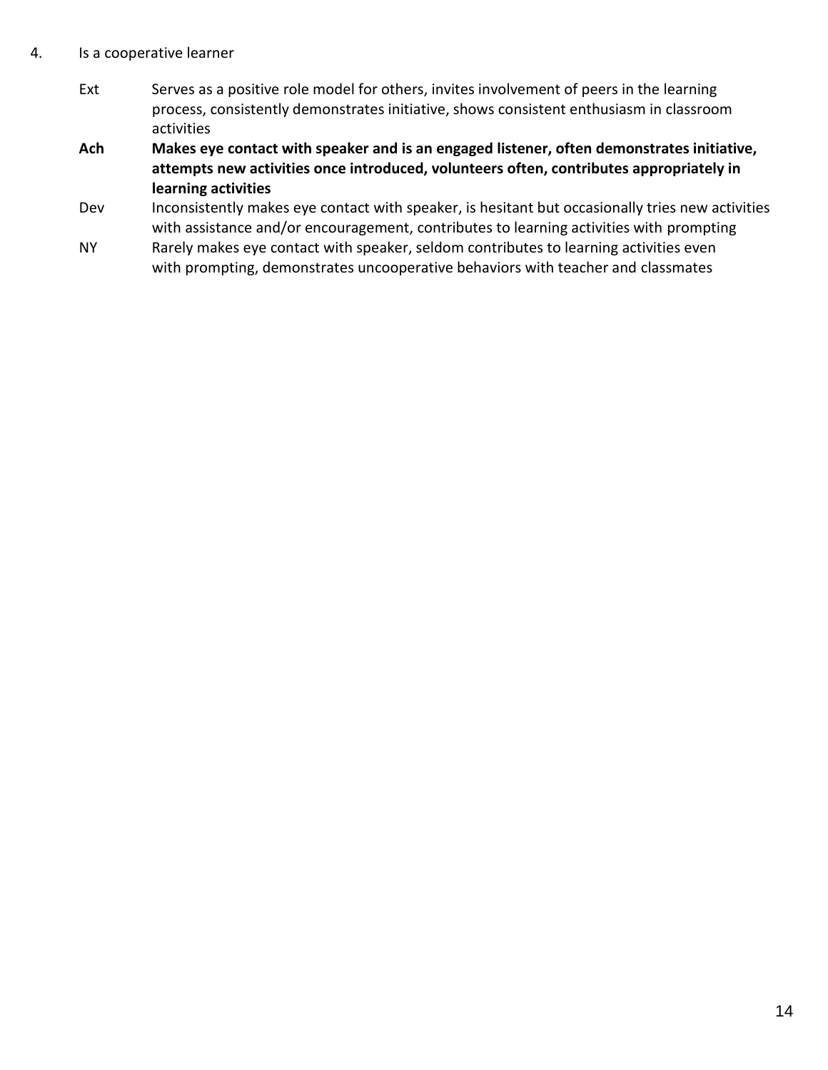4. Is a cooperative learner

| | |
|---|---|
| Ext | Serves as a positive role model for others, invites involvement of peers in the learning process, consistently demonstrates initiative, shows consistent enthusiasm in classroom activities |
| **Ach** | **Makes eye contact with speaker and is an engaged listener, often demonstrates initiative, attempts new activities once introduced, volunteers often, contributes appropriately in learning activities** |
| Dev | Inconsistently makes eye contact with speaker, is hesitant but occasionally tries new activities with assistance and/or encouragement, contributes to learning activities with prompting |
| NY | Rarely makes eye contact with speaker, seldom contributes to learning activities even with prompting, demonstrates uncooperative behaviors with teacher and classmates |